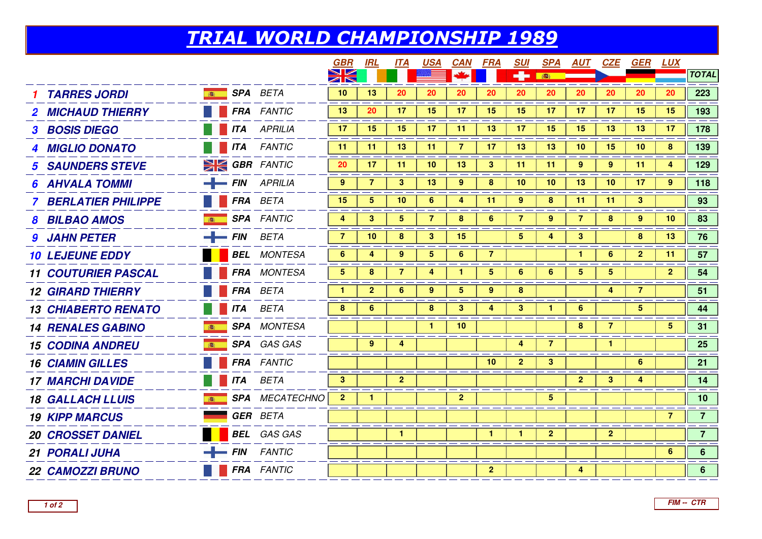# TRIAL WORLD CHAMPIONSHIP 1989

| | Rider | Nat. | Make | GBR | IRL | ITA | USA | CAN | FRA | SUI | SPA | AUT | CZE | GER | LUX | TOTAL |
|---|---|---|---|---|---|---|---|---|---|---|---|---|---|---|---|---|
| 1 | TARRES JORDI | SPA | BETA | 10 | 13 | 20 | 20 | 20 | 20 | 20 | 20 | 20 | 20 | 20 | 20 | 223 |
| 2 | MICHAUD THIERRY | FRA | FANTIC | 13 | 20 | 17 | 15 | 17 | 15 | 15 | 17 | 17 | 17 | 15 | 15 | 193 |
| 3 | BOSIS DIEGO | ITA | APRILIA | 17 | 15 | 15 | 17 | 11 | 13 | 17 | 15 | 15 | 13 | 13 | 17 | 178 |
| 4 | MIGLIO DONATO | ITA | FANTIC | 11 | 11 | 13 | 11 | 7 | 17 | 13 | 13 | 10 | 15 | 10 | 8 | 139 |
| 5 | SAUNDERS STEVE | GBR | FANTIC | 20 | 17 | 11 | 10 | 13 | 3 | 11 | 11 | 9 | 9 | 11 | 4 | 129 |
| 6 | AHVALA TOMMI | FIN | APRILIA | 9 | 7 | 3 | 13 | 9 | 8 | 10 | 10 | 13 | 10 | 17 | 9 | 118 |
| 7 | BERLATIER PHILIPPE | FRA | BETA | 15 | 5 | 10 | 6 | 4 | 11 | 9 | 8 | 11 | 11 | 3 | | 93 |
| 8 | BILBAO AMOS | SPA | FANTIC | 4 | 3 | 5 | 7 | 8 | 6 | 7 | 9 | 7 | 8 | 9 | 10 | 83 |
| 9 | JAHN PETER | FIN | BETA | 7 | 10 | 8 | 3 | 15 | | 5 | 4 | 3 | | 8 | 13 | 76 |
| 10 | LEJEUNE EDDY | BEL | MONTESA | 6 | 4 | 9 | 5 | 6 | 7 | | | 1 | 6 | 2 | 11 | 57 |
| 11 | COUTURIER PASCAL | FRA | MONTESA | 5 | 8 | 7 | 4 | 1 | 5 | 6 | 6 | 5 | 5 | | 2 | 54 |
| 12 | GIRARD THIERRY | FRA | BETA | 1 | 2 | 6 | 9 | 5 | 9 | 8 | | | 4 | 7 | | 51 |
| 13 | CHIABERTO RENATO | ITA | BETA | 8 | 6 | | 8 | 3 | 4 | 3 | 1 | 6 | | 5 | | 44 |
| 14 | RENALES GABINO | SPA | MONTESA | | | | 1 | 10 | | | | 8 | 7 | | 5 | 31 |
| 15 | CODINA ANDREU | SPA | GAS GAS | | 9 | 4 | | | | 4 | 7 | | 1 | | | 25 |
| 16 | CIAMIN GILLES | FRA | FANTIC | | | | | | 10 | 2 | 3 | | | 6 | | 21 |
| 17 | MARCHI DAVIDE | ITA | BETA | 3 | | 2 | | | | | | 2 | 3 | 4 | | 14 |
| 18 | GALLACH LLUIS | SPA | MECATECHNO | 2 | 1 | | | 2 | | | 5 | | | | | 10 |
| 19 | KIPP MARCUS | GER | BETA | | | | | | | | | | | | 7 | 7 |
| 20 | CROSSET DANIEL | BEL | GAS GAS | | | 1 | | | 1 | 1 | 2 | | 2 | | | 7 |
| 21 | PORALI JUHA | FIN | FANTIC | | | | | | | | | | | | 6 | 6 |
| 22 | CAMOZZI BRUNO | FRA | FANTIC | | | | | | 2 | | | 4 | | | | 6 |

FIM -- CTR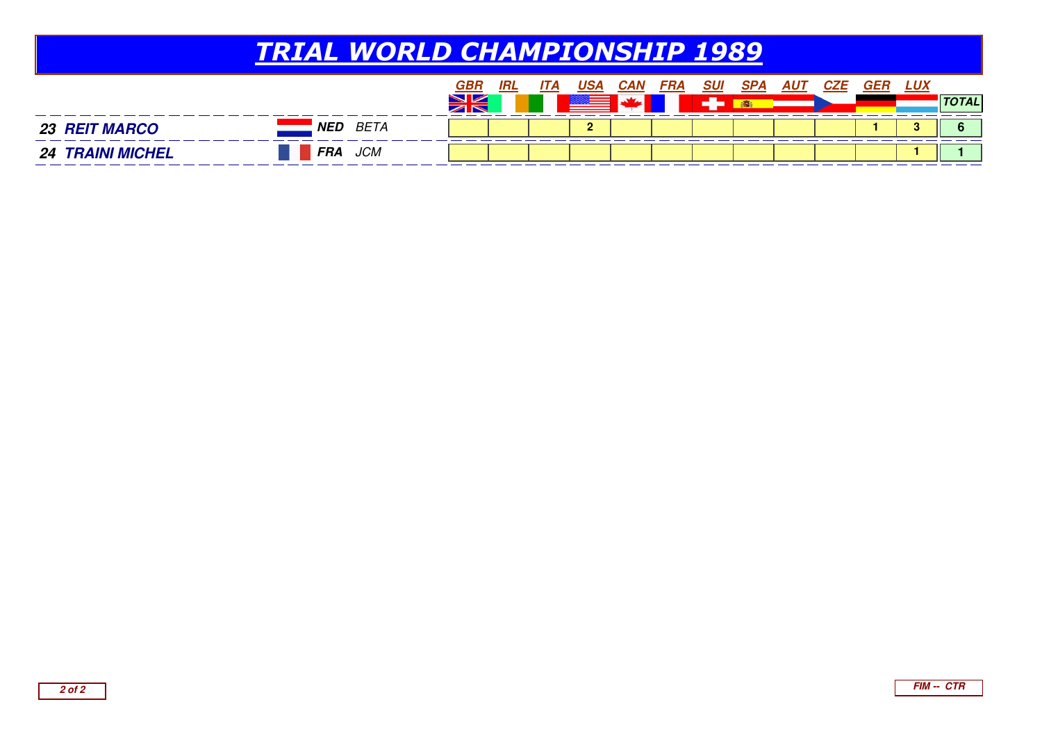# TRIAL WORLD CHAMPIONSHIP 1989

| | | | GBR | IRL | ITA | USA | CAN | FRA | SUI | SPA | AUT | CZE | GER | LUX | TOTAL |
|---|---|---|---|---|---|---|---|---|---|---|---|---|---|---|---|
| 23 REIT MARCO | NED | BETA | | | | 2 | | | | | | | 1 | 3 | 6 |
| 24 TRAINI MICHEL | FRA | JCM | | | | | | | | | | | | 1 | 1 |

FIM -- CTR